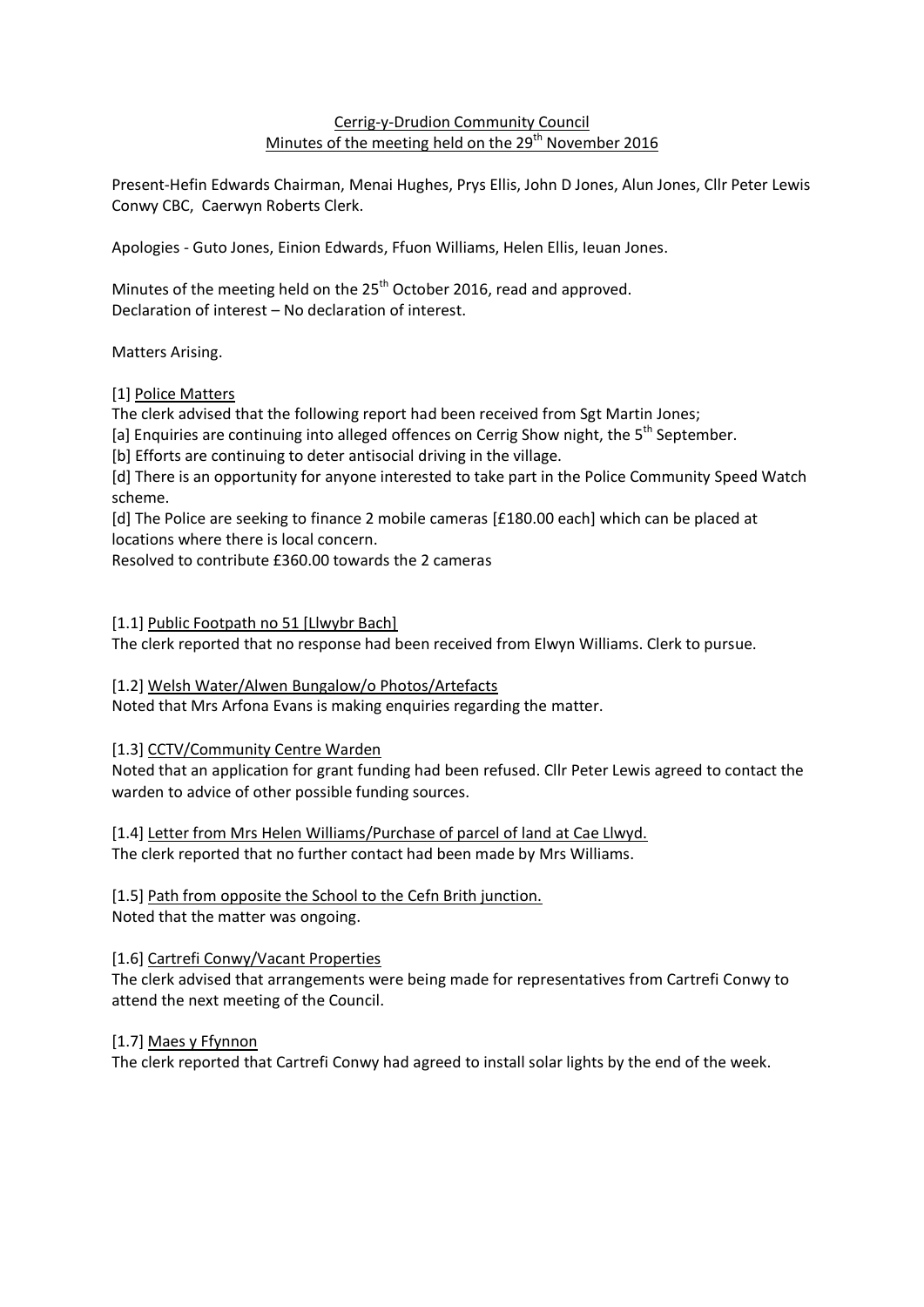Cerrig-y-Drudion Community Council
Minutes of the meeting held on the 29th November 2016

Present-Hefin Edwards Chairman, Menai Hughes, Prys Ellis, John D Jones, Alun Jones, Cllr Peter Lewis Conwy CBC, Caerwyn Roberts Clerk.

Apologies - Guto Jones, Einion Edwards, Ffuon Williams, Helen Ellis, Ieuan Jones.

Minutes of the meeting held on the 25th October 2016, read and approved.
Declaration of interest – No declaration of interest.

Matters Arising.

[1] Police Matters
The clerk advised that the following report had been received from Sgt Martin Jones;
[a] Enquiries are continuing into alleged offences on Cerrig Show night, the 5th September.
[b] Efforts are continuing to deter antisocial driving in the village.
[d] There is an opportunity for anyone interested to take part in the Police Community Speed Watch scheme.
[d] The Police are seeking to finance 2 mobile cameras [£180.00 each] which can be placed at locations where there is local concern.
Resolved to contribute £360.00 towards the 2 cameras

[1.1] Public Footpath no 51 [Llwybr Bach]
The clerk reported that no response had been received from Elwyn Williams. Clerk to pursue.

[1.2] Welsh Water/Alwen Bungalow/o Photos/Artefacts
Noted that Mrs Arfona Evans is making enquiries regarding the matter.

[1.3] CCTV/Community Centre Warden
Noted that an application for grant funding had been refused. Cllr Peter Lewis agreed to contact the warden to advice of other possible funding sources.

[1.4] Letter from Mrs Helen Williams/Purchase of parcel of land at Cae Llwyd.
The clerk reported that no further contact had been made by Mrs Williams.

[1.5] Path from opposite the School to the Cefn Brith junction.
Noted that the matter was ongoing.

[1.6] Cartrefi Conwy/Vacant Properties
The clerk advised that arrangements were being made for representatives from Cartrefi Conwy to attend the next meeting of the Council.

[1.7] Maes y Ffynnon
The clerk reported that Cartrefi Conwy had agreed to install solar lights by the end of the week.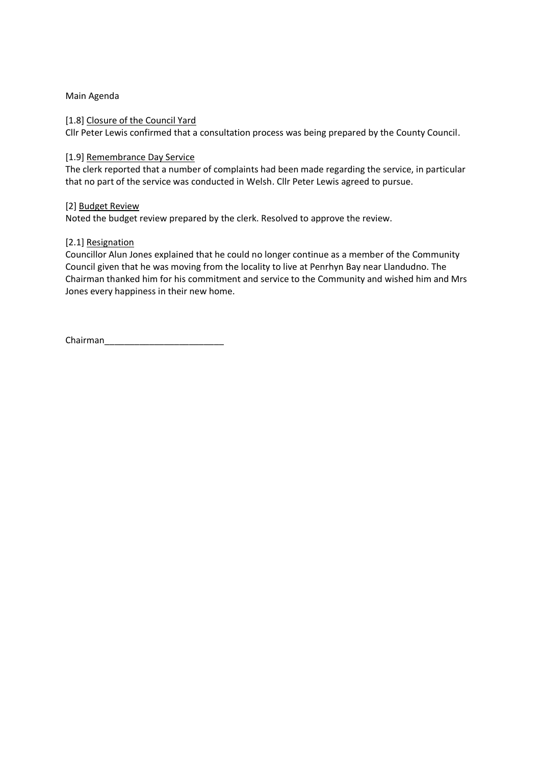Main Agenda

[1.8] Closure of the Council Yard

Cllr Peter Lewis confirmed that a consultation process was being prepared by the County Council.

[1.9] Remembrance Day Service

The clerk reported that a number of complaints had been made regarding the service, in particular that no part of the service was conducted in Welsh. Cllr Peter Lewis agreed to pursue.

[2] Budget Review

Noted the budget review prepared by the clerk. Resolved to approve the review.

[2.1] Resignation

Councillor Alun Jones explained that he could no longer continue as a member of the Community Council given that he was moving from the locality to live at Penrhyn Bay near Llandudno. The Chairman thanked him for his commitment and service to the Community and wished him and Mrs Jones every happiness in their new home.

Chairman________________________